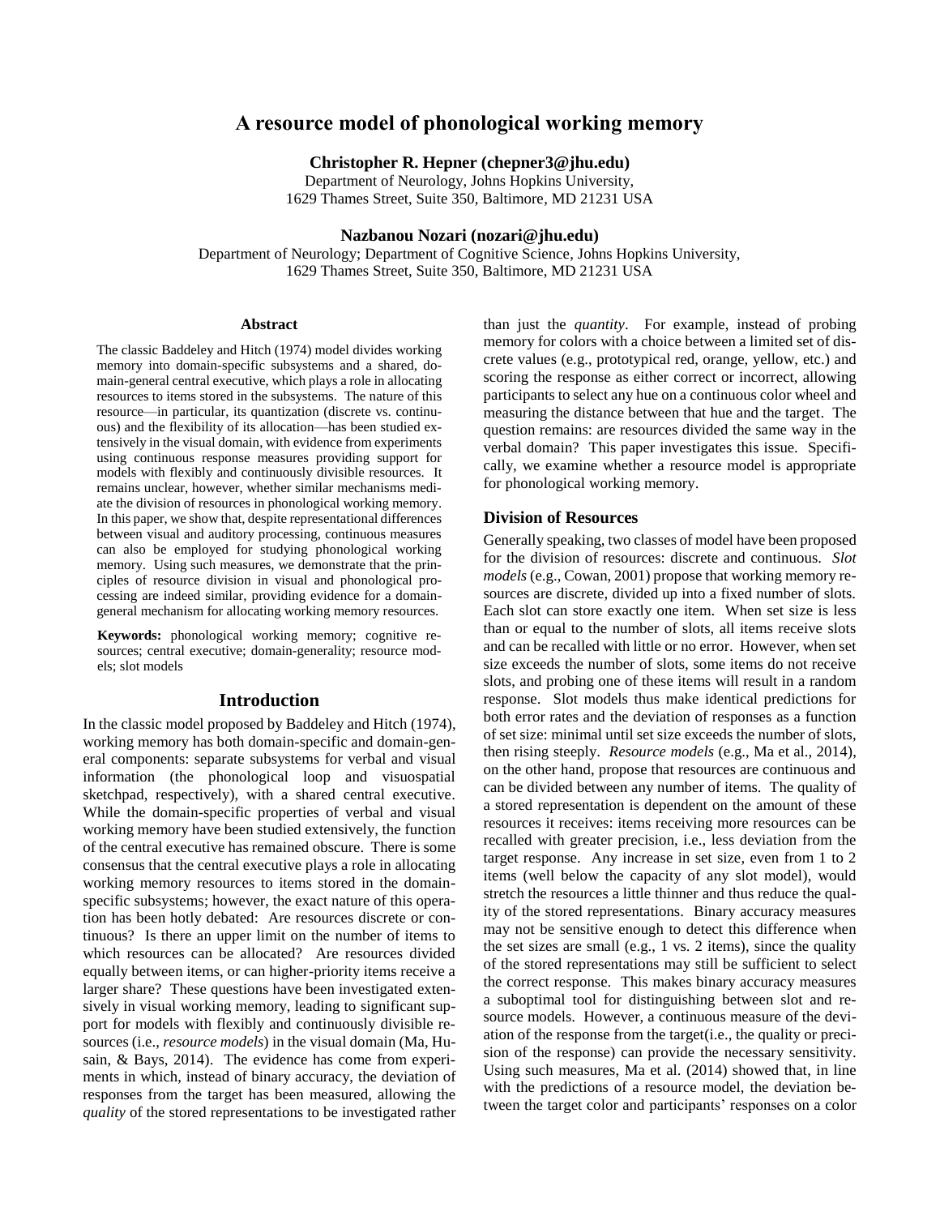# A resource model of phonological working memory

**Christopher R. Hepner (chepner3@jhu.edu)**
Department of Neurology, Johns Hopkins University,
1629 Thames Street, Suite 350, Baltimore, MD 21231 USA

**Nazbanou Nozari (nozari@jhu.edu)**
Department of Neurology; Department of Cognitive Science, Johns Hopkins University,
1629 Thames Street, Suite 350, Baltimore, MD 21231 USA

## Abstract

The classic Baddeley and Hitch (1974) model divides working memory into domain-specific subsystems and a shared, domain-general central executive, which plays a role in allocating resources to items stored in the subsystems. The nature of this resource—in particular, its quantization (discrete vs. continuous) and the flexibility of its allocation—has been studied extensively in the visual domain, with evidence from experiments using continuous response measures providing support for models with flexibly and continuously divisible resources. It remains unclear, however, whether similar mechanisms mediate the division of resources in phonological working memory. In this paper, we show that, despite representational differences between visual and auditory processing, continuous measures can also be employed for studying phonological working memory. Using such measures, we demonstrate that the principles of resource division in visual and phonological processing are indeed similar, providing evidence for a domain-general mechanism for allocating working memory resources.

**Keywords:** phonological working memory; cognitive resources; central executive; domain-generality; resource models; slot models

## Introduction

In the classic model proposed by Baddeley and Hitch (1974), working memory has both domain-specific and domain-general components: separate subsystems for verbal and visual information (the phonological loop and visuospatial sketchpad, respectively), with a shared central executive. While the domain-specific properties of verbal and visual working memory have been studied extensively, the function of the central executive has remained obscure. There is some consensus that the central executive plays a role in allocating working memory resources to items stored in the domain-specific subsystems; however, the exact nature of this operation has been hotly debated: Are resources discrete or continuous? Is there an upper limit on the number of items to which resources can be allocated? Are resources divided equally between items, or can higher-priority items receive a larger share? These questions have been investigated extensively in visual working memory, leading to significant support for models with flexibly and continuously divisible resources (i.e., *resource models*) in the visual domain (Ma, Husain, & Bays, 2014). The evidence has come from experiments in which, instead of binary accuracy, the deviation of responses from the target has been measured, allowing the *quality* of the stored representations to be investigated rather than just the *quantity*. For example, instead of probing memory for colors with a choice between a limited set of discrete values (e.g., prototypical red, orange, yellow, etc.) and scoring the response as either correct or incorrect, allowing participants to select any hue on a continuous color wheel and measuring the distance between that hue and the target. The question remains: are resources divided the same way in the verbal domain? This paper investigates this issue. Specifically, we examine whether a resource model is appropriate for phonological working memory.

### Division of Resources

Generally speaking, two classes of model have been proposed for the division of resources: discrete and continuous. *Slot models* (e.g., Cowan, 2001) propose that working memory resources are discrete, divided up into a fixed number of slots. Each slot can store exactly one item. When set size is less than or equal to the number of slots, all items receive slots and can be recalled with little or no error. However, when set size exceeds the number of slots, some items do not receive slots, and probing one of these items will result in a random response. Slot models thus make identical predictions for both error rates and the deviation of responses as a function of set size: minimal until set size exceeds the number of slots, then rising steeply. *Resource models* (e.g., Ma et al., 2014), on the other hand, propose that resources are continuous and can be divided between any number of items. The quality of a stored representation is dependent on the amount of these resources it receives: items receiving more resources can be recalled with greater precision, i.e., less deviation from the target response. Any increase in set size, even from 1 to 2 items (well below the capacity of any slot model), would stretch the resources a little thinner and thus reduce the quality of the stored representations. Binary accuracy measures may not be sensitive enough to detect this difference when the set sizes are small (e.g., 1 vs. 2 items), since the quality of the stored representations may still be sufficient to select the correct response. This makes binary accuracy measures a suboptimal tool for distinguishing between slot and resource models. However, a continuous measure of the deviation of the response from the target(i.e., the quality or precision of the response) can provide the necessary sensitivity. Using such measures, Ma et al. (2014) showed that, in line with the predictions of a resource model, the deviation between the target color and participants' responses on a color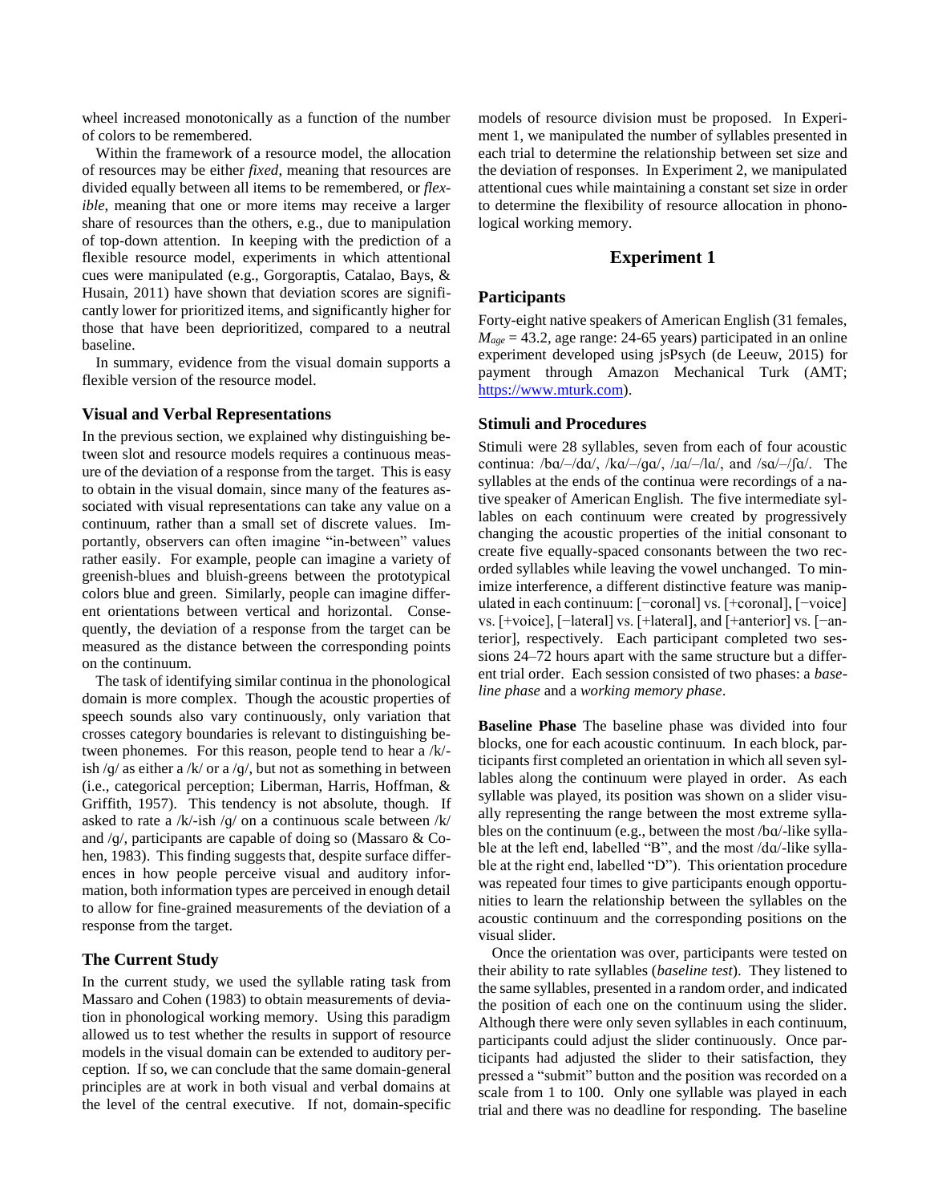wheel increased monotonically as a function of the number of colors to be remembered.

Within the framework of a resource model, the allocation of resources may be either *fixed*, meaning that resources are divided equally between all items to be remembered, or *flexible*, meaning that one or more items may receive a larger share of resources than the others, e.g., due to manipulation of top-down attention. In keeping with the prediction of a flexible resource model, experiments in which attentional cues were manipulated (e.g., Gorgoraptis, Catalao, Bays, & Husain, 2011) have shown that deviation scores are significantly lower for prioritized items, and significantly higher for those that have been deprioritized, compared to a neutral baseline.

In summary, evidence from the visual domain supports a flexible version of the resource model.

### Visual and Verbal Representations

In the previous section, we explained why distinguishing between slot and resource models requires a continuous measure of the deviation of a response from the target. This is easy to obtain in the visual domain, since many of the features associated with visual representations can take any value on a continuum, rather than a small set of discrete values. Importantly, observers can often imagine "in-between" values rather easily. For example, people can imagine a variety of greenish-blues and bluish-greens between the prototypical colors blue and green. Similarly, people can imagine different orientations between vertical and horizontal. Consequently, the deviation of a response from the target can be measured as the distance between the corresponding points on the continuum.

The task of identifying similar continua in the phonological domain is more complex. Though the acoustic properties of speech sounds also vary continuously, only variation that crosses category boundaries is relevant to distinguishing between phonemes. For this reason, people tend to hear a /k/-ish /g/ as either a /k/ or a /g/, but not as something in between (i.e., categorical perception; Liberman, Harris, Hoffman, & Griffith, 1957). This tendency is not absolute, though. If asked to rate a /k/-ish /g/ on a continuous scale between /k/ and /g/, participants are capable of doing so (Massaro & Cohen, 1983). This finding suggests that, despite surface differences in how people perceive visual and auditory information, both information types are perceived in enough detail to allow for fine-grained measurements of the deviation of a response from the target.

### The Current Study

In the current study, we used the syllable rating task from Massaro and Cohen (1983) to obtain measurements of deviation in phonological working memory. Using this paradigm allowed us to test whether the results in support of resource models in the visual domain can be extended to auditory perception. If so, we can conclude that the same domain-general principles are at work in both visual and verbal domains at the level of the central executive. If not, domain-specific models of resource division must be proposed. In Experiment 1, we manipulated the number of syllables presented in each trial to determine the relationship between set size and the deviation of responses. In Experiment 2, we manipulated attentional cues while maintaining a constant set size in order to determine the flexibility of resource allocation in phonological working memory.

## Experiment 1

### Participants

Forty-eight native speakers of American English (31 females, $M_{age} = 43.2$, age range: 24-65 years) participated in an online experiment developed using jsPsych (de Leeuw, 2015) for payment through Amazon Mechanical Turk (AMT; https://www.mturk.com).

### Stimuli and Procedures

Stimuli were 28 syllables, seven from each of four acoustic continua: /bɑ/–/dɑ/, /kɑ/–/gɑ/, /ɹɑ/–/lɑ/, and /sɑ/–/ʃɑ/. The syllables at the ends of the continua were recordings of a native speaker of American English. The five intermediate syllables on each continuum were created by progressively changing the acoustic properties of the initial consonant to create five equally-spaced consonants between the two recorded syllables while leaving the vowel unchanged. To minimize interference, a different distinctive feature was manipulated in each continuum: [−coronal] vs. [+coronal], [−voice] vs. [+voice], [−lateral] vs. [+lateral], and [+anterior] vs. [−anterior], respectively. Each participant completed two sessions 24–72 hours apart with the same structure but a different trial order. Each session consisted of two phases: a *baseline phase* and a *working memory phase*.

**Baseline Phase** The baseline phase was divided into four blocks, one for each acoustic continuum. In each block, participants first completed an orientation in which all seven syllables along the continuum were played in order. As each syllable was played, its position was shown on a slider visually representing the range between the most extreme syllables on the continuum (e.g., between the most /bɑ/-like syllable at the left end, labelled "B", and the most /dɑ/-like syllable at the right end, labelled "D"). This orientation procedure was repeated four times to give participants enough opportunities to learn the relationship between the syllables on the acoustic continuum and the corresponding positions on the visual slider.

Once the orientation was over, participants were tested on their ability to rate syllables (*baseline test*). They listened to the same syllables, presented in a random order, and indicated the position of each one on the continuum using the slider. Although there were only seven syllables in each continuum, participants could adjust the slider continuously. Once participants had adjusted the slider to their satisfaction, they pressed a "submit" button and the position was recorded on a scale from 1 to 100. Only one syllable was played in each trial and there was no deadline for responding. The baseline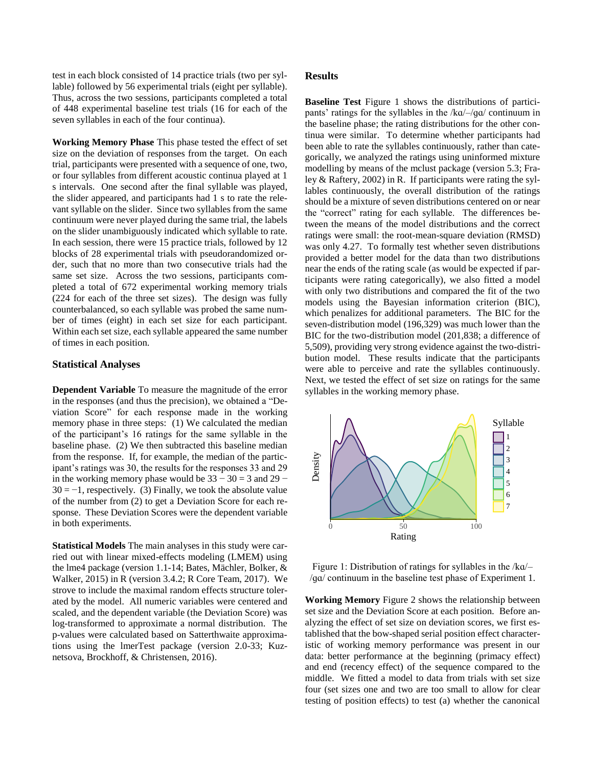test in each block consisted of 14 practice trials (two per syllable) followed by 56 experimental trials (eight per syllable). Thus, across the two sessions, participants completed a total of 448 experimental baseline test trials (16 for each of the seven syllables in each of the four continua).

**Working Memory Phase** This phase tested the effect of set size on the deviation of responses from the target. On each trial, participants were presented with a sequence of one, two, or four syllables from different acoustic continua played at 1 s intervals. One second after the final syllable was played, the slider appeared, and participants had 1 s to rate the relevant syllable on the slider. Since two syllables from the same continuum were never played during the same trial, the labels on the slider unambiguously indicated which syllable to rate. In each session, there were 15 practice trials, followed by 12 blocks of 28 experimental trials with pseudorandomized order, such that no more than two consecutive trials had the same set size. Across the two sessions, participants completed a total of 672 experimental working memory trials (224 for each of the three set sizes). The design was fully counterbalanced, so each syllable was probed the same number of times (eight) in each set size for each participant. Within each set size, each syllable appeared the same number of times in each position.

## Statistical Analyses

**Dependent Variable** To measure the magnitude of the error in the responses (and thus the precision), we obtained a "Deviation Score" for each response made in the working memory phase in three steps: (1) We calculated the median of the participant's 16 ratings for the same syllable in the baseline phase. (2) We then subtracted this baseline median from the response. If, for example, the median of the participant's ratings was 30, the results for the responses 33 and 29 in the working memory phase would be $33 - 30 = 3$ and $29 - 30 = -1$, respectively. (3) Finally, we took the absolute value of the number from (2) to get a Deviation Score for each response. These Deviation Scores were the dependent variable in both experiments.

**Statistical Models** The main analyses in this study were carried out with linear mixed-effects modeling (LMEM) using the lme4 package (version 1.1-14; Bates, Mächler, Bolker, & Walker, 2015) in R (version 3.4.2; R Core Team, 2017). We strove to include the maximal random effects structure tolerated by the model. All numeric variables were centered and scaled, and the dependent variable (the Deviation Score) was log-transformed to approximate a normal distribution. The p-values were calculated based on Satterthwaite approximations using the lmerTest package (version 2.0-33; Kuznetsova, Brockhoff, & Christensen, 2016).

## Results

**Baseline Test** Figure 1 shows the distributions of participants' ratings for the syllables in the /kɑ/–/gɑ/ continuum in the baseline phase; the rating distributions for the other continua were similar. To determine whether participants had been able to rate the syllables continuously, rather than categorically, we analyzed the ratings using uninformed mixture modelling by means of the mclust package (version 5.3; Fraley & Raftery, 2002) in R. If participants were rating the syllables continuously, the overall distribution of the ratings should be a mixture of seven distributions centered on or near the "correct" rating for each syllable. The differences between the means of the model distributions and the correct ratings were small: the root-mean-square deviation (RMSD) was only 4.27. To formally test whether seven distributions provided a better model for the data than two distributions near the ends of the rating scale (as would be expected if participants were rating categorically), we also fitted a model with only two distributions and compared the fit of the two models using the Bayesian information criterion (BIC), which penalizes for additional parameters. The BIC for the seven-distribution model (196,329) was much lower than the BIC for the two-distribution model (201,838; a difference of 5,509), providing very strong evidence against the two-distribution model. These results indicate that the participants were able to perceive and rate the syllables continuously. Next, we tested the effect of set size on ratings for the same syllables in the working memory phase.

Figure 1: Distribution of ratings for syllables in the /kɑ/–/gɑ/ continuum in the baseline test phase of Experiment 1.

**Working Memory** Figure 2 shows the relationship between set size and the Deviation Score at each position. Before analyzing the effect of set size on deviation scores, we first established that the bow-shaped serial position effect characteristic of working memory performance was present in our data: better performance at the beginning (primacy effect) and end (recency effect) of the sequence compared to the middle. We fitted a model to data from trials with set size four (set sizes one and two are too small to allow for clear testing of position effects) to test (a) whether the canonical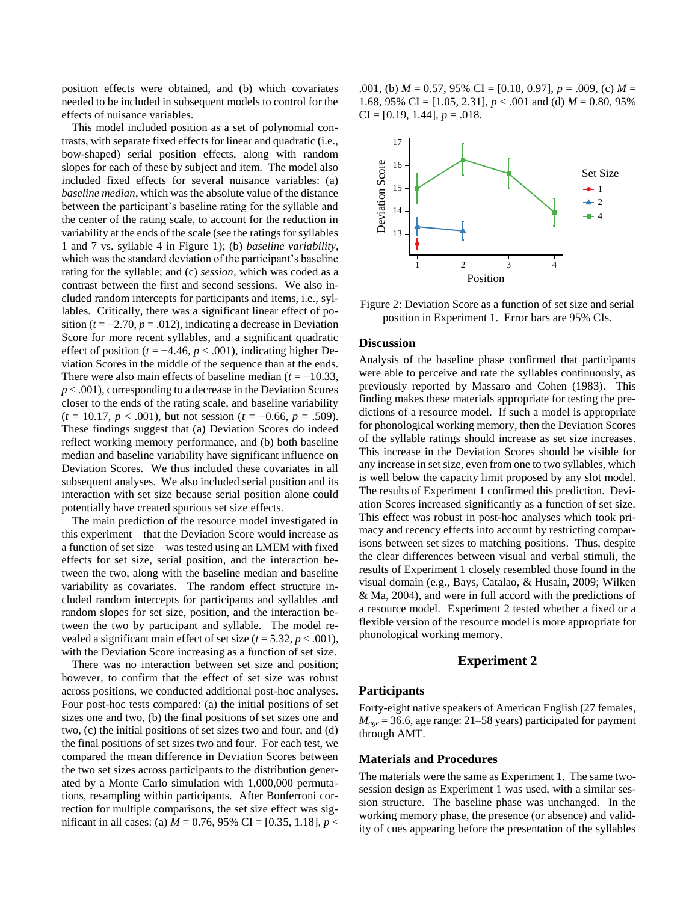position effects were obtained, and (b) which covariates needed to be included in subsequent models to control for the effects of nuisance variables.

This model included position as a set of polynomial contrasts, with separate fixed effects for linear and quadratic (i.e., bow-shaped) serial position effects, along with random slopes for each of these by subject and item. The model also included fixed effects for several nuisance variables: (a) *baseline median*, which was the absolute value of the distance between the participant's baseline rating for the syllable and the center of the rating scale, to account for the reduction in variability at the ends of the scale (see the ratings for syllables 1 and 7 vs. syllable 4 in Figure 1); (b) *baseline variability*, which was the standard deviation of the participant's baseline rating for the syllable; and (c) *session*, which was coded as a contrast between the first and second sessions. We also included random intercepts for participants and items, i.e., syllables. Critically, there was a significant linear effect of position ($t = -2.70$, $p = .012$), indicating a decrease in Deviation Score for more recent syllables, and a significant quadratic effect of position ($t = -4.46$, $p < .001$), indicating higher Deviation Scores in the middle of the sequence than at the ends. There were also main effects of baseline median ($t = -10.33$, $p < .001$), corresponding to a decrease in the Deviation Scores closer to the ends of the rating scale, and baseline variability ($t = 10.17$, $p < .001$), but not session ($t = -0.66$, $p = .509$). These findings suggest that (a) Deviation Scores do indeed reflect working memory performance, and (b) both baseline median and baseline variability have significant influence on Deviation Scores. We thus included these covariates in all subsequent analyses. We also included serial position and its interaction with set size because serial position alone could potentially have created spurious set size effects.

The main prediction of the resource model investigated in this experiment—that the Deviation Score would increase as a function of set size—was tested using an LMEM with fixed effects for set size, serial position, and the interaction between the two, along with the baseline median and baseline variability as covariates. The random effect structure included random intercepts for participants and syllables and random slopes for set size, position, and the interaction between the two by participant and syllable. The model revealed a significant main effect of set size ($t = 5.32$, $p < .001$), with the Deviation Score increasing as a function of set size.

There was no interaction between set size and position; however, to confirm that the effect of set size was robust across positions, we conducted additional post-hoc analyses. Four post-hoc tests compared: (a) the initial positions of set sizes one and two, (b) the final positions of set sizes one and two, (c) the initial positions of set sizes two and four, and (d) the final positions of set sizes two and four. For each test, we compared the mean difference in Deviation Scores between the two set sizes across participants to the distribution generated by a Monte Carlo simulation with 1,000,000 permutations, resampling within participants. After Bonferroni correction for multiple comparisons, the set size effect was significant in all cases: (a) $M = 0.76$, 95% CI = [0.35, 1.18], $p < .001$, (b) $M = 0.57$, 95% CI = [0.18, 0.97], $p = .009$, (c) $M = 1.68$, 95% CI = [1.05, 2.31], $p < .001$ and (d) $M = 0.80$, 95% CI = [0.19, 1.44], $p = .018$.

Figure 2: Deviation Score as a function of set size and serial position in Experiment 1. Error bars are 95% CIs.

### Discussion

Analysis of the baseline phase confirmed that participants were able to perceive and rate the syllables continuously, as previously reported by Massaro and Cohen (1983). This finding makes these materials appropriate for testing the predictions of a resource model. If such a model is appropriate for phonological working memory, then the Deviation Scores of the syllable ratings should increase as set size increases. This increase in the Deviation Scores should be visible for any increase in set size, even from one to two syllables, which is well below the capacity limit proposed by any slot model. The results of Experiment 1 confirmed this prediction. Deviation Scores increased significantly as a function of set size. This effect was robust in post-hoc analyses which took primacy and recency effects into account by restricting comparisons between set sizes to matching positions. Thus, despite the clear differences between visual and verbal stimuli, the results of Experiment 1 closely resembled those found in the visual domain (e.g., Bays, Catalao, & Husain, 2009; Wilken & Ma, 2004), and were in full accord with the predictions of a resource model. Experiment 2 tested whether a fixed or a flexible version of the resource model is more appropriate for phonological working memory.

## Experiment 2

### Participants

Forty-eight native speakers of American English (27 females, $M_{age} = 36.6$, age range: 21–58 years) participated for payment through AMT.

### Materials and Procedures

The materials were the same as Experiment 1. The same two-session design as Experiment 1 was used, with a similar session structure. The baseline phase was unchanged. In the working memory phase, the presence (or absence) and validity of cues appearing before the presentation of the syllables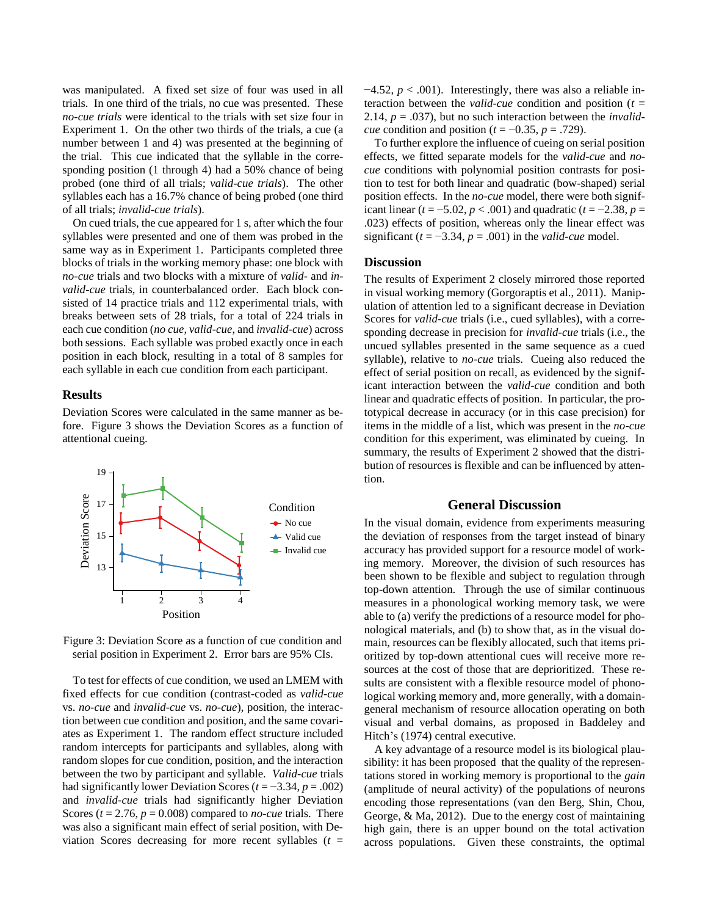was manipulated. A fixed set size of four was used in all trials. In one third of the trials, no cue was presented. These *no-cue trials* were identical to the trials with set size four in Experiment 1. On the other two thirds of the trials, a cue (a number between 1 and 4) was presented at the beginning of the trial. This cue indicated that the syllable in the corresponding position (1 through 4) had a 50% chance of being probed (one third of all trials; *valid-cue trials*). The other syllables each has a 16.7% chance of being probed (one third of all trials; *invalid-cue trials*).

On cued trials, the cue appeared for 1 s, after which the four syllables were presented and one of them was probed in the same way as in Experiment 1. Participants completed three blocks of trials in the working memory phase: one block with *no-cue* trials and two blocks with a mixture of *valid-* and *invalid-cue* trials, in counterbalanced order. Each block consisted of 14 practice trials and 112 experimental trials, with breaks between sets of 28 trials, for a total of 224 trials in each cue condition (*no cue*, *valid-cue*, and *invalid-cue*) across both sessions. Each syllable was probed exactly once in each position in each block, resulting in a total of 8 samples for each syllable in each cue condition from each participant.

### Results

Deviation Scores were calculated in the same manner as before. Figure 3 shows the Deviation Scores as a function of attentional cueing.

Figure 3: Deviation Score as a function of cue condition and serial position in Experiment 2. Error bars are 95% CIs.

To test for effects of cue condition, we used an LMEM with fixed effects for cue condition (contrast-coded as *valid-cue* vs. *no-cue* and *invalid-cue* vs. *no-cue*), position, the interaction between cue condition and position, and the same covariates as Experiment 1. The random effect structure included random intercepts for participants and syllables, along with random slopes for cue condition, position, and the interaction between the two by participant and syllable. *Valid-cue* trials had significantly lower Deviation Scores ($t = -3.34$, $p = .002$) and *invalid-cue* trials had significantly higher Deviation Scores ($t = 2.76$, $p = 0.008$) compared to *no-cue* trials. There was also a significant main effect of serial position, with Deviation Scores decreasing for more recent syllables ($t = -4.52$, $p < .001$). Interestingly, there was also a reliable interaction between the *valid-cue* condition and position ($t = 2.14$, $p = .037$), but no such interaction between the *invalid-cue* condition and position ($t = -0.35$, $p = .729$).

To further explore the influence of cueing on serial position effects, we fitted separate models for the *valid-cue* and *no-cue* conditions with polynomial position contrasts for position to test for both linear and quadratic (bow-shaped) serial position effects. In the *no-cue* model, there were both significant linear ($t = -5.02$, $p < .001$) and quadratic ($t = -2.38$, $p = .023$) effects of position, whereas only the linear effect was significant ($t = -3.34$, $p = .001$) in the *valid-cue* model.

### Discussion

The results of Experiment 2 closely mirrored those reported in visual working memory (Gorgoraptis et al., 2011). Manipulation of attention led to a significant decrease in Deviation Scores for *valid-cue* trials (i.e., cued syllables), with a corresponding decrease in precision for *invalid-cue* trials (i.e., the uncued syllables presented in the same sequence as a cued syllable), relative to *no-cue* trials. Cueing also reduced the effect of serial position on recall, as evidenced by the significant interaction between the *valid-cue* condition and both linear and quadratic effects of position. In particular, the prototypical decrease in accuracy (or in this case precision) for items in the middle of a list, which was present in the *no-cue* condition for this experiment, was eliminated by cueing. In summary, the results of Experiment 2 showed that the distribution of resources is flexible and can be influenced by attention.

## General Discussion

In the visual domain, evidence from experiments measuring the deviation of responses from the target instead of binary accuracy has provided support for a resource model of working memory. Moreover, the division of such resources has been shown to be flexible and subject to regulation through top-down attention. Through the use of similar continuous measures in a phonological working memory task, we were able to (a) verify the predictions of a resource model for phonological materials, and (b) to show that, as in the visual domain, resources can be flexibly allocated, such that items prioritized by top-down attentional cues will receive more resources at the cost of those that are deprioritized. These results are consistent with a flexible resource model of phonological working memory and, more generally, with a domain-general mechanism of resource allocation operating on both visual and verbal domains, as proposed in Baddeley and Hitch's (1974) central executive.

A key advantage of a resource model is its biological plausibility: it has been proposed that the quality of the representations stored in working memory is proportional to the *gain* (amplitude of neural activity) of the populations of neurons encoding those representations (van den Berg, Shin, Chou, George, & Ma, 2012). Due to the energy cost of maintaining high gain, there is an upper bound on the total activation across populations. Given these constraints, the optimal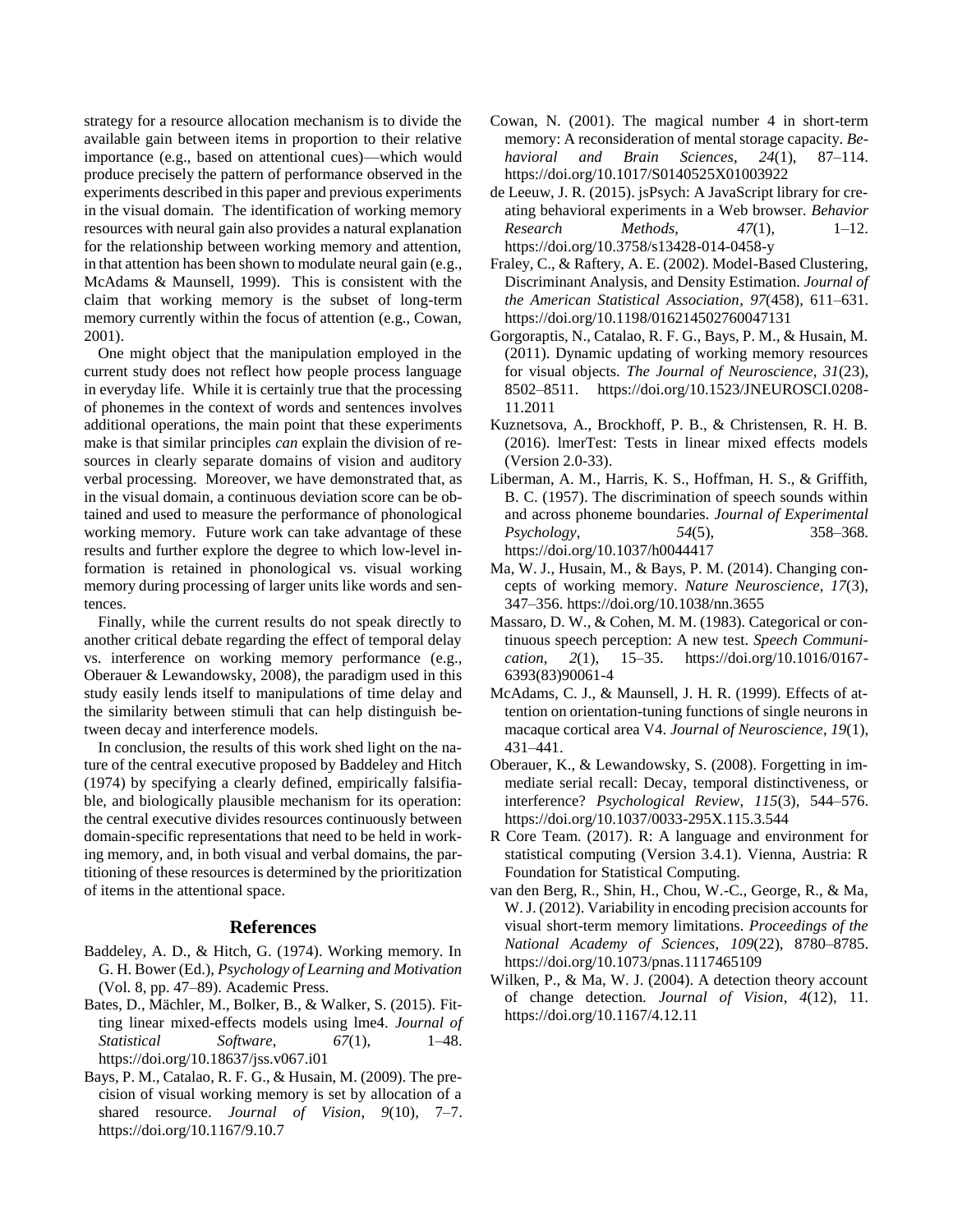strategy for a resource allocation mechanism is to divide the available gain between items in proportion to their relative importance (e.g., based on attentional cues)—which would produce precisely the pattern of performance observed in the experiments described in this paper and previous experiments in the visual domain. The identification of working memory resources with neural gain also provides a natural explanation for the relationship between working memory and attention, in that attention has been shown to modulate neural gain (e.g., McAdams & Maunsell, 1999). This is consistent with the claim that working memory is the subset of long-term memory currently within the focus of attention (e.g., Cowan, 2001).

One might object that the manipulation employed in the current study does not reflect how people process language in everyday life. While it is certainly true that the processing of phonemes in the context of words and sentences involves additional operations, the main point that these experiments make is that similar principles *can* explain the division of resources in clearly separate domains of vision and auditory verbal processing. Moreover, we have demonstrated that, as in the visual domain, a continuous deviation score can be obtained and used to measure the performance of phonological working memory. Future work can take advantage of these results and further explore the degree to which low-level information is retained in phonological vs. visual working memory during processing of larger units like words and sentences.

Finally, while the current results do not speak directly to another critical debate regarding the effect of temporal delay vs. interference on working memory performance (e.g., Oberauer & Lewandowsky, 2008), the paradigm used in this study easily lends itself to manipulations of time delay and the similarity between stimuli that can help distinguish between decay and interference models.

In conclusion, the results of this work shed light on the nature of the central executive proposed by Baddeley and Hitch (1974) by specifying a clearly defined, empirically falsifiable, and biologically plausible mechanism for its operation: the central executive divides resources continuously between domain-specific representations that need to be held in working memory, and, in both visual and verbal domains, the partitioning of these resources is determined by the prioritization of items in the attentional space.

## References

Baddeley, A. D., & Hitch, G. (1974). Working memory. In G. H. Bower (Ed.), *Psychology of Learning and Motivation* (Vol. 8, pp. 47–89). Academic Press.

Bates, D., Mächler, M., Bolker, B., & Walker, S. (2015). Fitting linear mixed-effects models using lme4. *Journal of Statistical Software*, *67*(1), 1–48. https://doi.org/10.18637/jss.v067.i01

Bays, P. M., Catalao, R. F. G., & Husain, M. (2009). The precision of visual working memory is set by allocation of a shared resource. *Journal of Vision*, *9*(10), 7–7. https://doi.org/10.1167/9.10.7

Cowan, N. (2001). The magical number 4 in short-term memory: A reconsideration of mental storage capacity. *Behavioral and Brain Sciences*, *24*(1), 87–114. https://doi.org/10.1017/S0140525X01003922

de Leeuw, J. R. (2015). jsPsych: A JavaScript library for creating behavioral experiments in a Web browser. *Behavior Research Methods*, *47*(1), 1–12. https://doi.org/10.3758/s13428-014-0458-y

Fraley, C., & Raftery, A. E. (2002). Model-Based Clustering, Discriminant Analysis, and Density Estimation. *Journal of the American Statistical Association*, *97*(458), 611–631. https://doi.org/10.1198/016214502760047131

Gorgoraptis, N., Catalao, R. F. G., Bays, P. M., & Husain, M. (2011). Dynamic updating of working memory resources for visual objects. *The Journal of Neuroscience*, *31*(23), 8502–8511. https://doi.org/10.1523/JNEUROSCI.0208-11.2011

Kuznetsova, A., Brockhoff, P. B., & Christensen, R. H. B. (2016). lmerTest: Tests in linear mixed effects models (Version 2.0-33).

Liberman, A. M., Harris, K. S., Hoffman, H. S., & Griffith, B. C. (1957). The discrimination of speech sounds within and across phoneme boundaries. *Journal of Experimental Psychology*, *54*(5), 358–368. https://doi.org/10.1037/h0044417

Ma, W. J., Husain, M., & Bays, P. M. (2014). Changing concepts of working memory. *Nature Neuroscience*, *17*(3), 347–356. https://doi.org/10.1038/nn.3655

Massaro, D. W., & Cohen, M. M. (1983). Categorical or continuous speech perception: A new test. *Speech Communication*, *2*(1), 15–35. https://doi.org/10.1016/0167-6393(83)90061-4

McAdams, C. J., & Maunsell, J. H. R. (1999). Effects of attention on orientation-tuning functions of single neurons in macaque cortical area V4. *Journal of Neuroscience*, *19*(1), 431–441.

Oberauer, K., & Lewandowsky, S. (2008). Forgetting in immediate serial recall: Decay, temporal distinctiveness, or interference? *Psychological Review*, *115*(3), 544–576. https://doi.org/10.1037/0033-295X.115.3.544

R Core Team. (2017). R: A language and environment for statistical computing (Version 3.4.1). Vienna, Austria: R Foundation for Statistical Computing.

van den Berg, R., Shin, H., Chou, W.-C., George, R., & Ma, W. J. (2012). Variability in encoding precision accounts for visual short-term memory limitations. *Proceedings of the National Academy of Sciences*, *109*(22), 8780–8785. https://doi.org/10.1073/pnas.1117465109

Wilken, P., & Ma, W. J. (2004). A detection theory account of change detection. *Journal of Vision*, *4*(12), 11. https://doi.org/10.1167/4.12.11